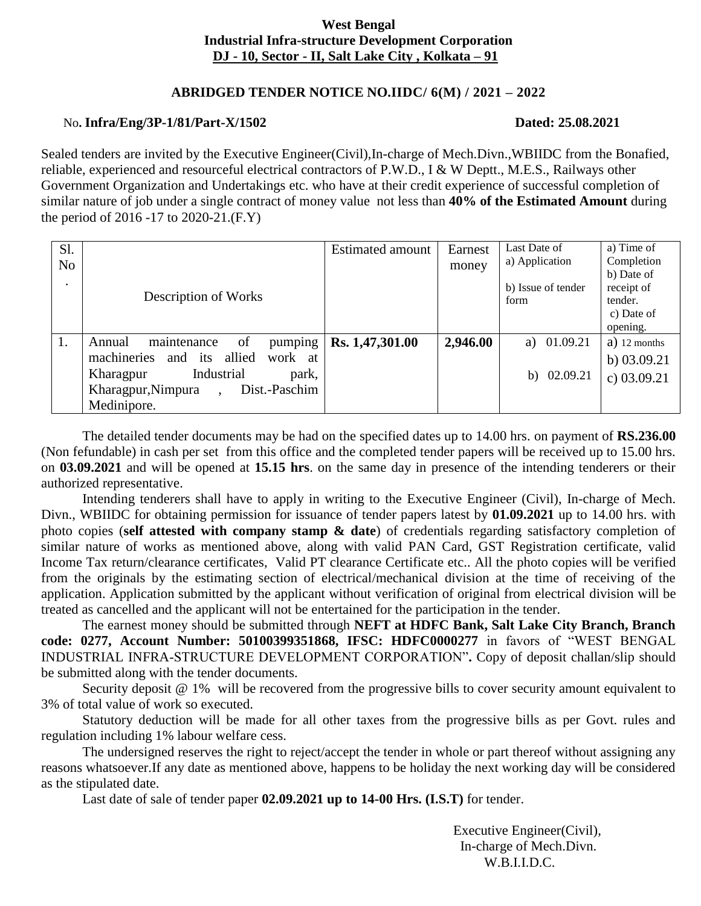**West Bengal**
**Industrial Infra-structure Development Corporation**
**DJ - 10, Sector - II, Salt Lake City , Kolkata – 91**

## ABRIDGED TENDER NOTICE NO.IIDC/ 6(M) / 2021 – 2022

No**. Infra/Eng/3P-1/81/Part-X/1502** **Dated: 25.08.2021**

Sealed tenders are invited by the Executive Engineer(Civil),In-charge of Mech.Divn.,WBIIDC from the Bonafied, reliable, experienced and resourceful electrical contractors of P.W.D., I & W Deptt., M.E.S., Railways other Government Organization and Undertakings etc. who have at their credit experience of successful completion of similar nature of job under a single contract of money value not less than **40% of the Estimated Amount** during the period of 2016 -17 to 2020-21.(F.Y)

| Sl. No. | Description of Works | Estimated amount | Earnest money | Last Date of a) Application b) Issue of tender form | a) Time of Completion b) Date of receipt of tender. c) Date of opening. |
|---|---|---|---|---|---|
| 1. | Annual maintenance of pumping machineries and its allied work at Kharagpur Industrial park, Kharagpur,Nimpura , Dist.-Paschim Medinipore. | **Rs. 1,47,301.00** | **2,946.00** | a) 01.09.21<br>b) 02.09.21 | a) 12 months<br>b) 03.09.21<br>c) 03.09.21 |

The detailed tender documents may be had on the specified dates up to 14.00 hrs. on payment of **RS.236.00** (Non fefundable) in cash per set from this office and the completed tender papers will be received up to 15.00 hrs. on **03.09.2021** and will be opened at **15.15 hrs**. on the same day in presence of the intending tenderers or their authorized representative.

Intending tenderers shall have to apply in writing to the Executive Engineer (Civil), In-charge of Mech. Divn., WBIIDC for obtaining permission for issuance of tender papers latest by **01.09.2021** up to 14.00 hrs. with photo copies (**self attested with company stamp & date**) of credentials regarding satisfactory completion of similar nature of works as mentioned above, along with valid PAN Card, GST Registration certificate, valid Income Tax return/clearance certificates, Valid PT clearance Certificate etc.. All the photo copies will be verified from the originals by the estimating section of electrical/mechanical division at the time of receiving of the application. Application submitted by the applicant without verification of original from electrical division will be treated as cancelled and the applicant will not be entertained for the participation in the tender.

The earnest money should be submitted through **NEFT at HDFC Bank, Salt Lake City Branch, Branch code: 0277, Account Number: 50100399351868, IFSC: HDFC0000277** in favors of "WEST BENGAL INDUSTRIAL INFRA-STRUCTURE DEVELOPMENT CORPORATION"**.** Copy of deposit challan/slip should be submitted along with the tender documents.

Security deposit @ 1% will be recovered from the progressive bills to cover security amount equivalent to 3% of total value of work so executed.

Statutory deduction will be made for all other taxes from the progressive bills as per Govt. rules and regulation including 1% labour welfare cess.

The undersigned reserves the right to reject/accept the tender in whole or part thereof without assigning any reasons whatsoever.If any date as mentioned above, happens to be holiday the next working day will be considered as the stipulated date.

Last date of sale of tender paper **02.09.2021 up to 14-00 Hrs. (I.S.T)** for tender.

Executive Engineer(Civil),
In-charge of Mech.Divn.
W.B.I.I.D.C.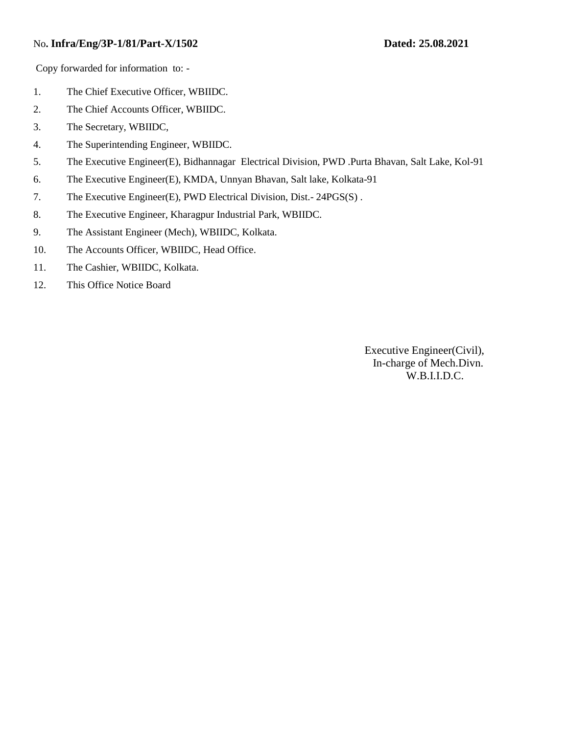No**. Infra/Eng/3P-1/81/Part-X/1502** **Dated: 25.08.2021**

Copy forwarded for information to: -

1. The Chief Executive Officer, WBIIDC.
2. The Chief Accounts Officer, WBIIDC.
3. The Secretary, WBIIDC,
4. The Superintending Engineer, WBIIDC.
5. The Executive Engineer(E), Bidhannagar Electrical Division, PWD .Purta Bhavan, Salt Lake, Kol-91
6. The Executive Engineer(E), KMDA, Unnyan Bhavan, Salt lake, Kolkata-91
7. The Executive Engineer(E), PWD Electrical Division, Dist.- 24PGS(S) .
8. The Executive Engineer, Kharagpur Industrial Park, WBIIDC.
9. The Assistant Engineer (Mech), WBIIDC, Kolkata.
10. The Accounts Officer, WBIIDC, Head Office.
11. The Cashier, WBIIDC, Kolkata.
12. This Office Notice Board

Executive Engineer(Civil),
In-charge of Mech.Divn.
W.B.I.I.D.C.